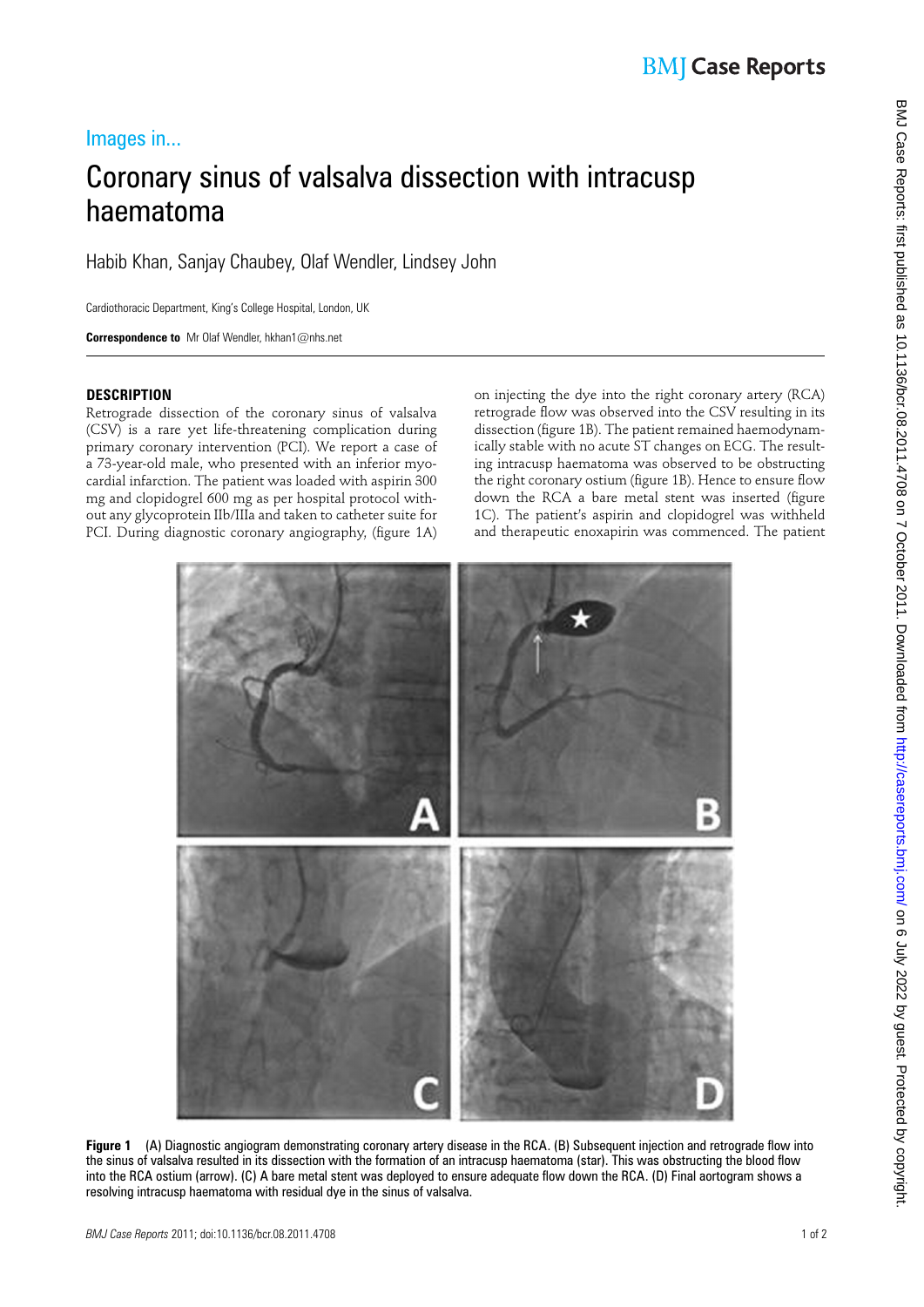Images in...

# Coronary sinus of valsalva dissection with intracusp haematoma

Habib Khan, Sanjay Chaubey, Olaf Wendler, Lindsey John

Cardiothoracic Department, King's College Hospital, London, UK

**Correspondence to** Mr Olaf Wendler, hkhan1@nhs.net

## DESCRIPTION

Retrograde dissection of the coronary sinus of valsalva (CSV) is a rare yet life-threatening complication during primary coronary intervention (PCI). We report a case of a 73-year-old male, who presented with an inferior myocardial infarction. The patient was loaded with aspirin 300 mg and clopidogrel 600 mg as per hospital protocol without any glycoprotein IIb/IIIa and taken to catheter suite for PCI. During diagnostic coronary angiography, (figure 1A) on injecting the dye into the right coronary artery (RCA) retrograde flow was observed into the CSV resulting in its dissection (figure 1B). The patient remained haemodynamically stable with no acute ST changes on ECG. The resulting intracusp haematoma was observed to be obstructing the right coronary ostium (figure 1B). Hence to ensure flow down the RCA a bare metal stent was inserted (figure 1C). The patient's aspirin and clopidogrel was withheld and therapeutic enoxapirin was commenced. The patient

**Figure 1** (A) Diagnostic angiogram demonstrating coronary artery disease in the RCA. (B) Subsequent injection and retrograde flow into the sinus of valsalva resulted in its dissection with the formation of an intracusp haematoma (star). This was obstructing the blood flow into the RCA ostium (arrow). (C) A bare metal stent was deployed to ensure adequate flow down the RCA. (D) Final aortogram shows a resolving intracusp haematoma with residual dye in the sinus of valsalva.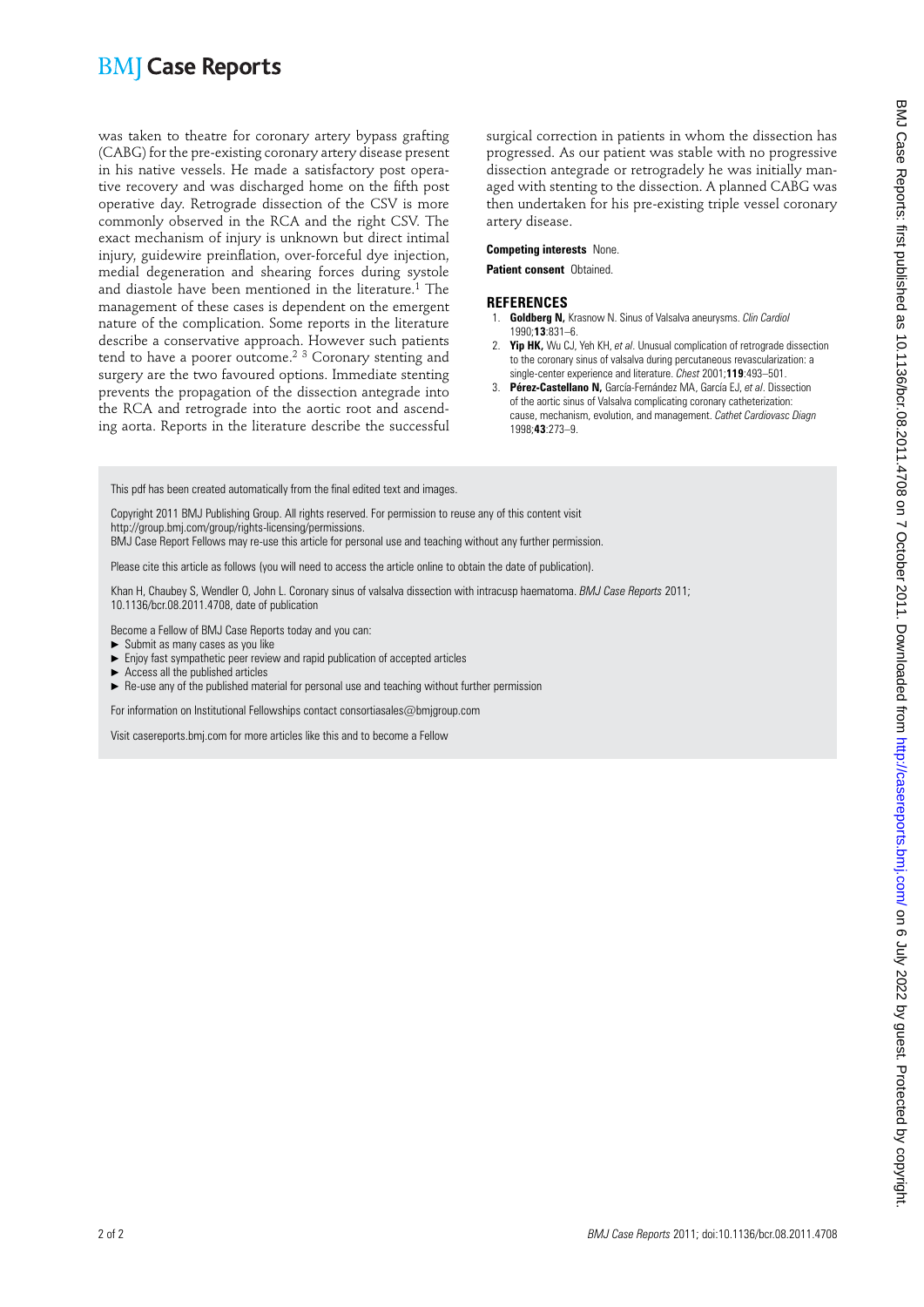was taken to theatre for coronary artery bypass grafting (CABG) for the pre-existing coronary artery disease present in his native vessels. He made a satisfactory post operative recovery and was discharged home on the fifth post operative day. Retrograde dissection of the CSV is more commonly observed in the RCA and the right CSV. The exact mechanism of injury is unknown but direct intimal injury, guidewire preinflation, over-forceful dye injection, medial degeneration and shearing forces during systole and diastole have been mentioned in the literature.[1] The management of these cases is dependent on the emergent nature of the complication. Some reports in the literature describe a conservative approach. However such patients tend to have a poorer outcome.[2 3] Coronary stenting and surgery are the two favoured options. Immediate stenting prevents the propagation of the dissection antegrade into the RCA and retrograde into the aortic root and ascending aorta. Reports in the literature describe the successful surgical correction in patients in whom the dissection has progressed. As our patient was stable with no progressive dissection antegrade or retrogradely he was initially managed with stenting to the dissection. A planned CABG was then undertaken for his pre-existing triple vessel coronary artery disease.

**Competing interests** None.

**Patient consent** Obtained.

## REFERENCES

1. **Goldberg N,** Krasnow N. Sinus of Valsalva aneurysms. *Clin Cardiol* 1990;**13**:831–6.
2. **Yip HK,** Wu CJ, Yeh KH, *et al*. Unusual complication of retrograde dissection to the coronary sinus of valsalva during percutaneous revascularization: a single-center experience and literature. *Chest* 2001;**119**:493–501.
3. **Pérez-Castellano N,** García-Fernández MA, García EJ, *et al*. Dissection of the aortic sinus of Valsalva complicating coronary catheterization: cause, mechanism, evolution, and management. *Cathet Cardiovasc Diagn* 1998;**43**:273–9.

This pdf has been created automatically from the final edited text and images.

Copyright 2011 BMJ Publishing Group. All rights reserved. For permission to reuse any of this content visit http://group.bmj.com/group/rights-licensing/permissions.
BMJ Case Report Fellows may re-use this article for personal use and teaching without any further permission.

Please cite this article as follows (you will need to access the article online to obtain the date of publication).

Khan H, Chaubey S, Wendler O, John L. Coronary sinus of valsalva dissection with intracusp haematoma. *BMJ Case Reports* 2011; 10.1136/bcr.08.2011.4708, date of publication

Become a Fellow of BMJ Case Reports today and you can:

- Submit as many cases as you like
- Enjoy fast sympathetic peer review and rapid publication of accepted articles
- Access all the published articles
- Re-use any of the published material for personal use and teaching without further permission

For information on Institutional Fellowships contact consortiasales@bmjgroup.com

Visit casereports.bmj.com for more articles like this and to become a Fellow